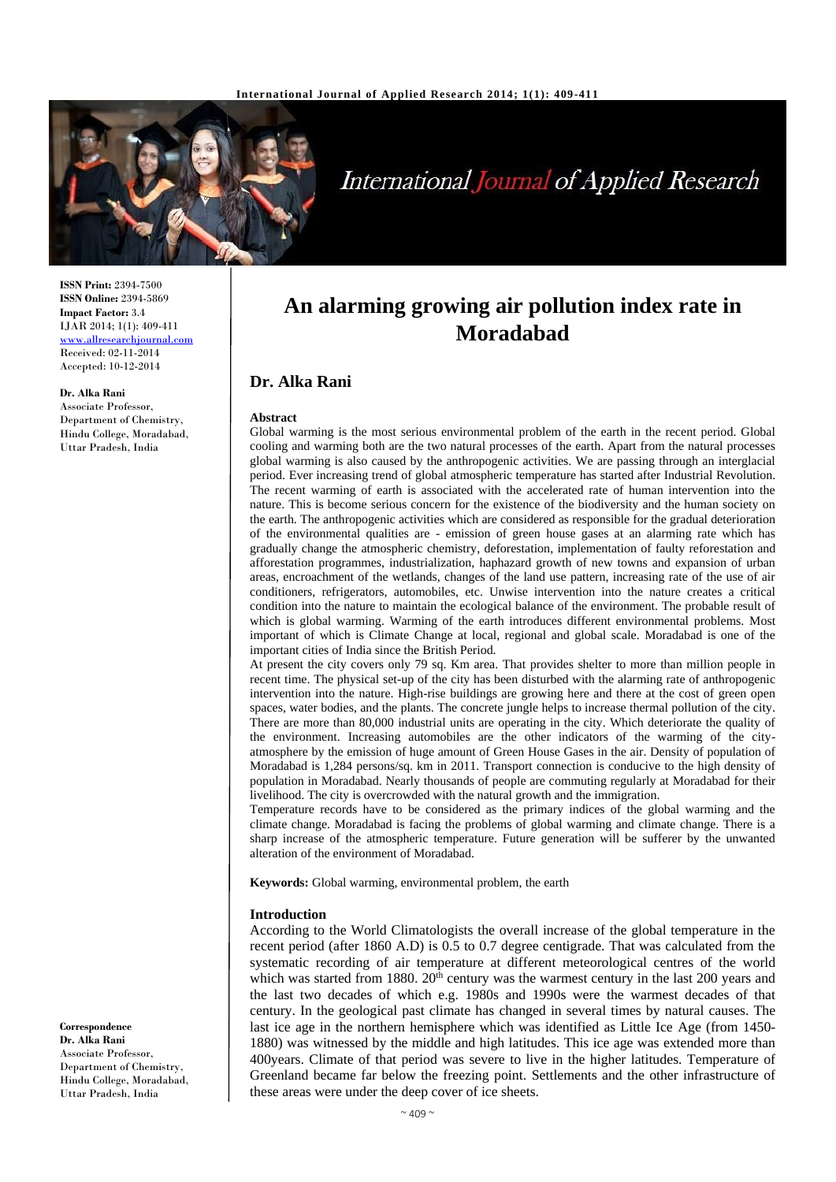**ISSN Print:** 2394-7500
**ISSN Online:** 2394-5869
**Impact Factor:** 3.4
IJAR 2014; 1(1): 409-411
www.allresearchjournal.com
Received: 02-11-2014
Accepted: 10-12-2014

**Dr. Alka Rani**
Associate Professor,
Department of Chemistry,
Hindu College, Moradabad,
Uttar Pradesh, India

# An alarming growing air pollution index rate in Moradabad

## Dr. Alka Rani

### Abstract

Global warming is the most serious environmental problem of the earth in the recent period. Global cooling and warming both are the two natural processes of the earth. Apart from the natural processes global warming is also caused by the anthropogenic activities. We are passing through an interglacial period. Ever increasing trend of global atmospheric temperature has started after Industrial Revolution. The recent warming of earth is associated with the accelerated rate of human intervention into the nature. This is become serious concern for the existence of the biodiversity and the human society on the earth. The anthropogenic activities which are considered as responsible for the gradual deterioration of the environmental qualities are - emission of green house gases at an alarming rate which has gradually change the atmospheric chemistry, deforestation, implementation of faulty reforestation and afforestation programmes, industrialization, haphazard growth of new towns and expansion of urban areas, encroachment of the wetlands, changes of the land use pattern, increasing rate of the use of air conditioners, refrigerators, automobiles, etc. Unwise intervention into the nature creates a critical condition into the nature to maintain the ecological balance of the environment. The probable result of which is global warming. Warming of the earth introduces different environmental problems. Most important of which is Climate Change at local, regional and global scale. Moradabad is one of the important cities of India since the British Period.

At present the city covers only 79 sq. Km area. That provides shelter to more than million people in recent time. The physical set-up of the city has been disturbed with the alarming rate of anthropogenic intervention into the nature. High-rise buildings are growing here and there at the cost of green open spaces, water bodies, and the plants. The concrete jungle helps to increase thermal pollution of the city. There are more than 80,000 industrial units are operating in the city. Which deteriorate the quality of the environment. Increasing automobiles are the other indicators of the warming of the city-atmosphere by the emission of huge amount of Green House Gases in the air. Density of population of Moradabad is 1,284 persons/sq. km in 2011. Transport connection is conducive to the high density of population in Moradabad. Nearly thousands of people are commuting regularly at Moradabad for their livelihood. The city is overcrowded with the natural growth and the immigration.

Temperature records have to be considered as the primary indices of the global warming and the climate change. Moradabad is facing the problems of global warming and climate change. There is a sharp increase of the atmospheric temperature. Future generation will be sufferer by the unwanted alteration of the environment of Moradabad.

**Keywords:** Global warming, environmental problem, the earth

### Introduction

According to the World Climatologists the overall increase of the global temperature in the recent period (after 1860 A.D) is 0.5 to 0.7 degree centigrade. That was calculated from the systematic recording of air temperature at different meteorological centres of the world which was started from 1880. 20th century was the warmest century in the last 200 years and the last two decades of which e.g. 1980s and 1990s were the warmest decades of that century. In the geological past climate has changed in several times by natural causes. The last ice age in the northern hemisphere which was identified as Little Ice Age (from 1450-1880) was witnessed by the middle and high latitudes. This ice age was extended more than 400years. Climate of that period was severe to live in the higher latitudes. Temperature of Greenland became far below the freezing point. Settlements and the other infrastructure of these areas were under the deep cover of ice sheets.

**Correspondence**
**Dr. Alka Rani**
Associate Professor,
Department of Chemistry,
Hindu College, Moradabad,
Uttar Pradesh, India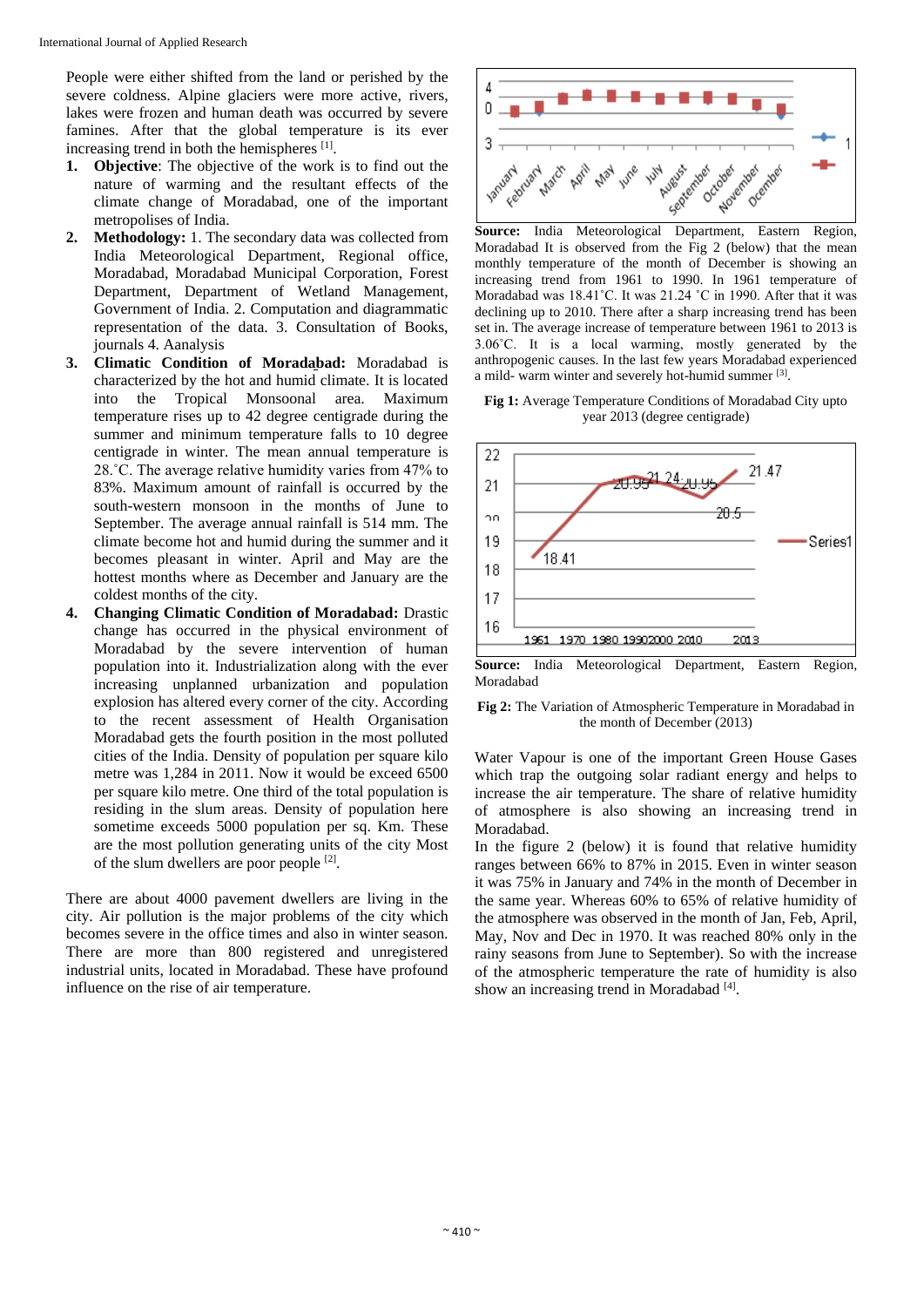People were either shifted from the land or perished by the severe coldness. Alpine glaciers were more active, rivers, lakes were frozen and human death was occurred by severe famines. After that the global temperature is its ever increasing trend in both the hemispheres [1].

1. **Objective**: The objective of the work is to find out the nature of warming and the resultant effects of the climate change of Moradabad, one of the important metropolises of India.
2. **Methodology:** 1. The secondary data was collected from India Meteorological Department, Regional office, Moradabad, Moradabad Municipal Corporation, Forest Department, Department of Wetland Management, Government of India. 2. Computation and diagrammatic representation of the data. 3. Consultation of Books, journals 4. Aanalysis
3. **Climatic Condition of Moradabad:** Moradabad is characterized by the hot and humid climate. It is located into the Tropical Monsoonal area. Maximum temperature rises up to 42 degree centigrade during the summer and minimum temperature falls to 10 degree centigrade in winter. The mean annual temperature is 28.˚C. The average relative humidity varies from 47% to 83%. Maximum amount of rainfall is occurred by the south-western monsoon in the months of June to September. The average annual rainfall is 514 mm. The climate become hot and humid during the summer and it becomes pleasant in winter. April and May are the hottest months where as December and January are the coldest months of the city.
4. **Changing Climatic Condition of Moradabad:** Drastic change has occurred in the physical environment of Moradabad by the severe intervention of human population into it. Industrialization along with the ever increasing unplanned urbanization and population explosion has altered every corner of the city. According to the recent assessment of Health Organisation Moradabad gets the fourth position in the most polluted cities of the India. Density of population per square kilo metre was 1,284 in 2011. Now it would be exceed 6500 per square kilo metre. One third of the total population is residing in the slum areas. Density of population here sometime exceeds 5000 population per sq. Km. These are the most pollution generating units of the city Most of the slum dwellers are poor people [2].

There are about 4000 pavement dwellers are living in the city. Air pollution is the major problems of the city which becomes severe in the office times and also in winter season. There are more than 800 registered and unregistered industrial units, located in Moradabad. These have profound influence on the rise of air temperature.

**Source:** India Meteorological Department, Eastern Region, Moradabad It is observed from the Fig 2 (below) that the mean monthly temperature of the month of December is showing an increasing trend from 1961 to 1990. In 1961 temperature of Moradabad was 18.41˚C. It was 21.24 ˚C in 1990. After that it was declining up to 2010. There after a sharp increasing trend has been set in. The average increase of temperature between 1961 to 2013 is 3.06˚C. It is a local warming, mostly generated by the anthropogenic causes. In the last few years Moradabad experienced a mild- warm winter and severely hot-humid summer [3].

**Fig 1:** Average Temperature Conditions of Moradabad City upto year 2013 (degree centigrade)

**Source:** India Meteorological Department, Eastern Region, Moradabad

**Fig 2:** The Variation of Atmospheric Temperature in Moradabad in the month of December (2013)

Water Vapour is one of the important Green House Gases which trap the outgoing solar radiant energy and helps to increase the air temperature. The share of relative humidity of atmosphere is also showing an increasing trend in Moradabad.

In the figure 2 (below) it is found that relative humidity ranges between 66% to 87% in 2015. Even in winter season it was 75% in January and 74% in the month of December in the same year. Whereas 60% to 65% of relative humidity of the atmosphere was observed in the month of Jan, Feb, April, May, Nov and Dec in 1970. It was reached 80% only in the rainy seasons from June to September). So with the increase of the atmospheric temperature the rate of humidity is also show an increasing trend in Moradabad [4].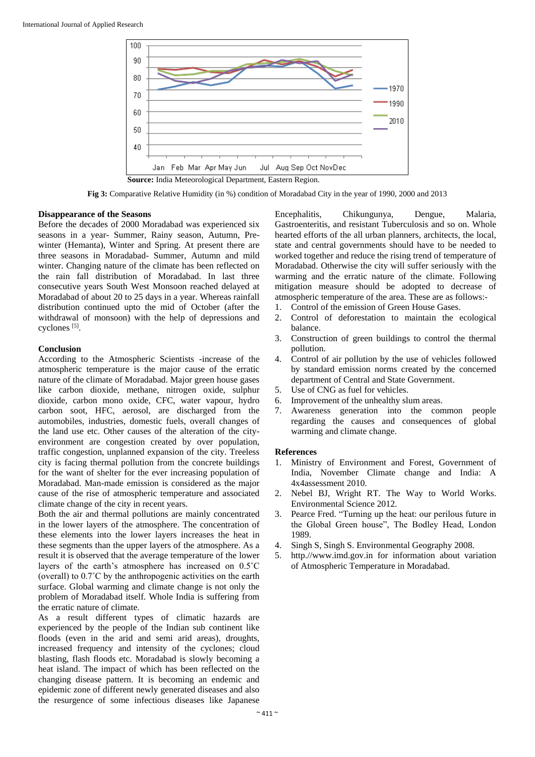100
90
80
70
60
50
40

Jan Feb Mar Apr May Jun Jul Aug Sep Oct Nov Dec

1970
1990
2010

**Source:** India Meteorological Department, Eastern Region.

**Fig 3:** Comparative Relative Humidity (in %) condition of Moradabad City in the year of 1990, 2000 and 2013

### Disappearance of the Seasons

Before the decades of 2000 Moradabad was experienced six seasons in a year- Summer, Rainy season, Autumn, Pre-winter (Hemanta), Winter and Spring. At present there are three seasons in Moradabad- Summer, Autumn and mild winter. Changing nature of the climate has been reflected on the rain fall distribution of Moradabad. In last three consecutive years South West Monsoon reached delayed at Moradabad of about 20 to 25 days in a year. Whereas rainfall distribution continued upto the mid of October (after the withdrawal of monsoon) with the help of depressions and cyclones [5].

### Conclusion

According to the Atmospheric Scientists -increase of the atmospheric temperature is the major cause of the erratic nature of the climate of Moradabad. Major green house gases like carbon dioxide, methane, nitrogen oxide, sulphur dioxide, carbon mono oxide, CFC, water vapour, hydro carbon soot, HFC, aerosol, are discharged from the automobiles, industries, domestic fuels, overall changes of the land use etc. Other causes of the alteration of the city-environment are congestion created by over population, traffic congestion, unplanned expansion of the city. Treeless city is facing thermal pollution from the concrete buildings for the want of shelter for the ever increasing population of Moradabad. Man-made emission is considered as the major cause of the rise of atmospheric temperature and associated climate change of the city in recent years.

Both the air and thermal pollutions are mainly concentrated in the lower layers of the atmosphere. The concentration of these elements into the lower layers increases the heat in these segments than the upper layers of the atmosphere. As a result it is observed that the average temperature of the lower layers of the earth's atmosphere has increased on 0.5˚C (overall) to 0.7˚C by the anthropogenic activities on the earth surface. Global warming and climate change is not only the problem of Moradabad itself. Whole India is suffering from the erratic nature of climate.

As a result different types of climatic hazards are experienced by the people of the Indian sub continent like floods (even in the arid and semi arid areas), droughts, increased frequency and intensity of the cyclones; cloud blasting, flash floods etc. Moradabad is slowly becoming a heat island. The impact of which has been reflected on the changing disease pattern. It is becoming an endemic and epidemic zone of different newly generated diseases and also the resurgence of some infectious diseases like Japanese Encephalitis, Chikungunya, Dengue, Malaria, Gastroenteritis, and resistant Tuberculosis and so on. Whole hearted efforts of the all urban planners, architects, the local, state and central governments should have to be needed to worked together and reduce the rising trend of temperature of Moradabad. Otherwise the city will suffer seriously with the warming and the erratic nature of the climate. Following mitigation measure should be adopted to decrease of atmospheric temperature of the area. These are as follows:-

1. Control of the emission of Green House Gases.
2. Control of deforestation to maintain the ecological balance.
3. Construction of green buildings to control the thermal pollution.
4. Control of air pollution by the use of vehicles followed by standard emission norms created by the concerned department of Central and State Government.
5. Use of CNG as fuel for vehicles.
6. Improvement of the unhealthy slum areas.
7. Awareness generation into the common people regarding the causes and consequences of global warming and climate change.

### References

1. Ministry of Environment and Forest, Government of India, November Climate change and India: A 4x4assessment 2010.
2. Nebel BJ, Wright RT. The Way to World Works. Environmental Science 2012.
3. Pearce Fred. "Turning up the heat: our perilous future in the Global Green house", The Bodley Head, London 1989.
4. Singh S, Singh S. Environmental Geography 2008.
5. http.//www.imd.gov.in for information about variation of Atmospheric Temperature in Moradabad.